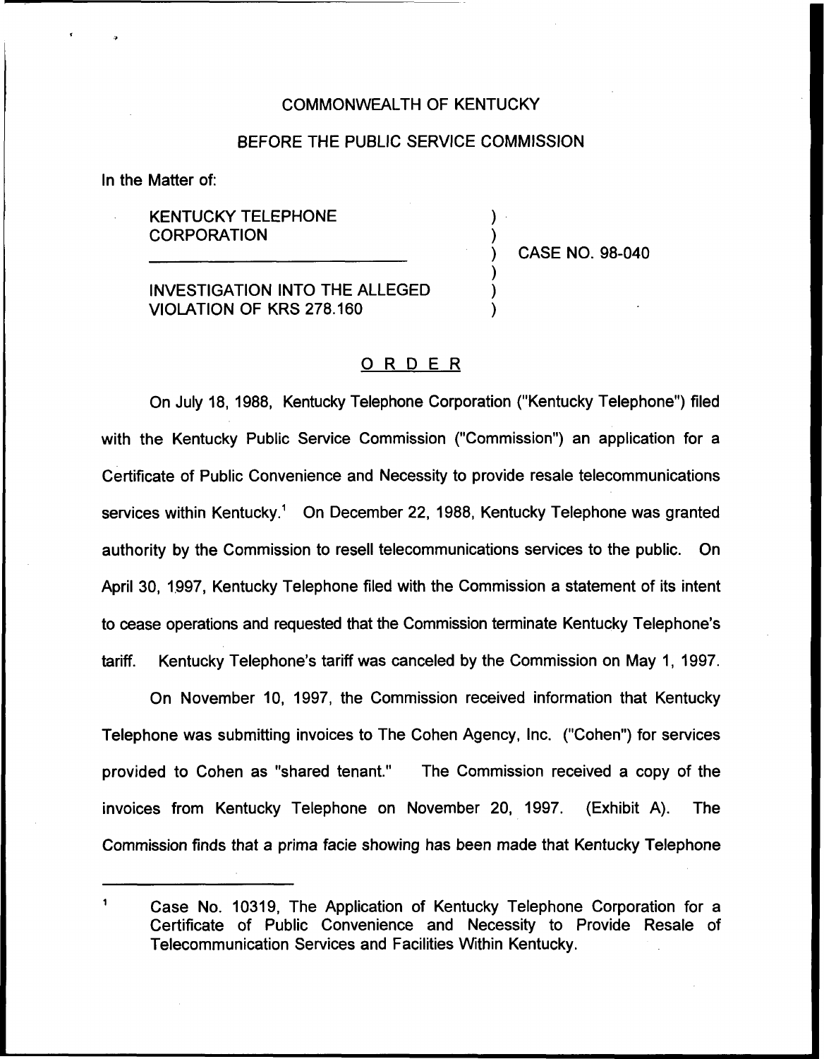COMMONWEALTH OF KENTUCKY

BEFORE THE PUBLIC SERVICE COMMISSION

In the Matter of:

KENTUCKY TELEPHONE CORPORATION

INVESTIGATION INTO THE ALLEGED VIOLATION OF KRS 278.160

CASE NO. 98-040

## ORDER

On July 18, 1988, Kentucky Telephone Corporation ("Kentucky Telephone") filed with the Kentucky Public Service Commission ("Commission") an application for a Certificate of Public Convenience and Necessity to provide resale telecommunications services within Kentucky.[1] On December 22, 1988, Kentucky Telephone was granted authority by the Commission to resell telecommunications services to the public. On April 30, 1997, Kentucky Telephone filed with the Commission a statement of its intent to cease operations and requested that the Commission terminate Kentucky Telephone's tariff. Kentucky Telephone's tariff was canceled by the Commission on May 1, 1997.

On November 10, 1997, the Commission received information that Kentucky Telephone was submitting invoices to The Cohen Agency, Inc. ("Cohen") for services provided to Cohen as "shared tenant." The Commission received a copy of the invoices from Kentucky Telephone on November 20, 1997. (Exhibit A). The Commission finds that a prima facie showing has been made that Kentucky Telephone

---

[1] Case No. 10319, The Application of Kentucky Telephone Corporation for a Certificate of Public Convenience and Necessity to Provide Resale of Telecommunication Services and Facilities Within Kentucky.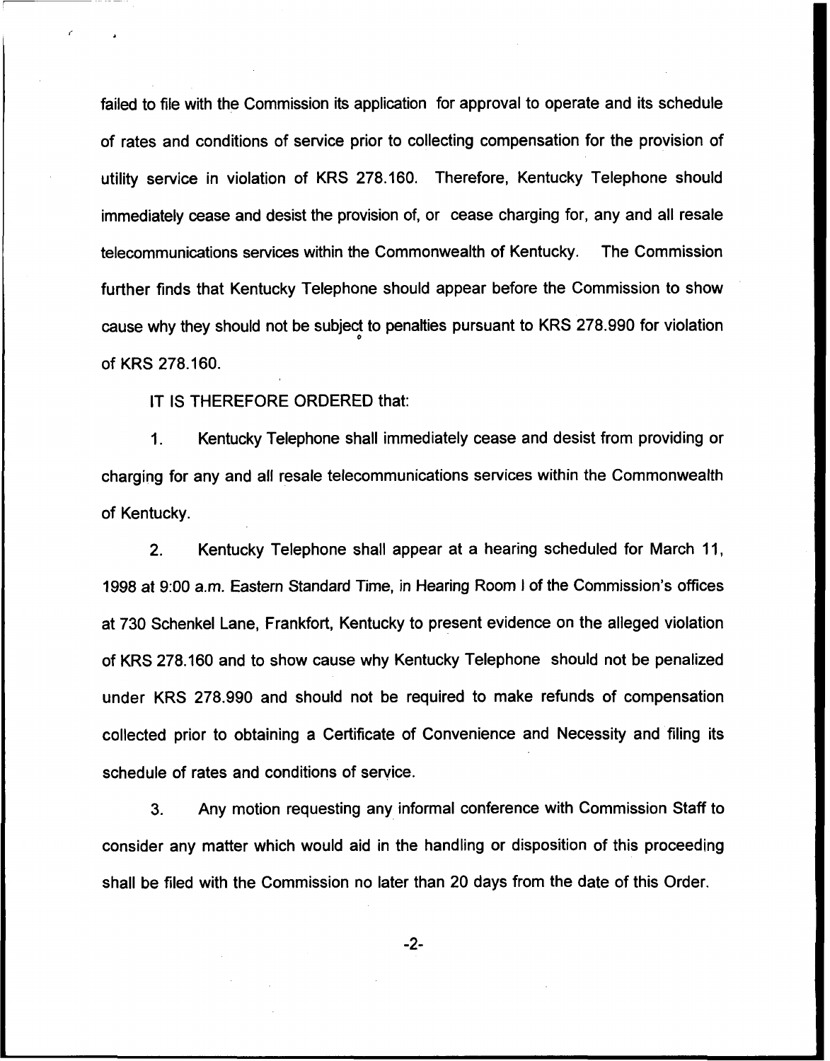failed to file with the Commission its application for approval to operate and its schedule of rates and conditions of service prior to collecting compensation for the provision of utility service in violation of KRS 278.160. Therefore, Kentucky Telephone should immediately cease and desist the provision of, or cease charging for, any and all resale telecommunications services within the Commonwealth of Kentucky. The Commission further finds that Kentucky Telephone should appear before the Commission to show cause why they should not be subject to penalties pursuant to KRS 278.990 for violation of KRS 278.160.

IT IS THEREFORE ORDERED that:

1. Kentucky Telephone shall immediately cease and desist from providing or charging for any and all resale telecommunications services within the Commonwealth of Kentucky.

2. Kentucky Telephone shall appear at a hearing scheduled for March 11, 1998 at 9:00 a.m. Eastern Standard Time, in Hearing Room I of the Commission's offices at 730 Schenkel Lane, Frankfort, Kentucky to present evidence on the alleged violation of KRS 278.160 and to show cause why Kentucky Telephone should not be penalized under KRS 278.990 and should not be required to make refunds of compensation collected prior to obtaining a Certificate of Convenience and Necessity and filing its schedule of rates and conditions of service.

3. Any motion requesting any informal conference with Commission Staff to consider any matter which would aid in the handling or disposition of this proceeding shall be filed with the Commission no later than 20 days from the date of this Order.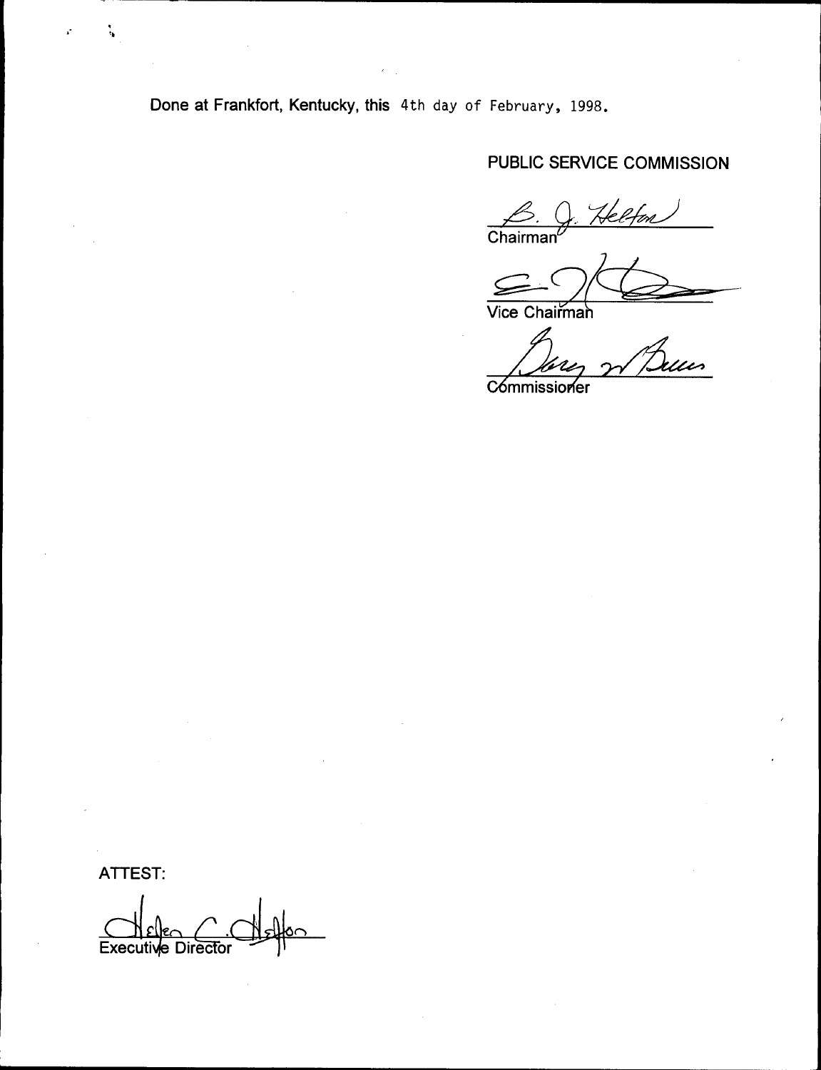Done at Frankfort, Kentucky, this 4th day of February, 1998.

PUBLIC SERVICE COMMISSION

B. J. Helton
Chairman

Vice Chairman

Commissioner

ATTEST:

Helen C. Helton
Executive Director